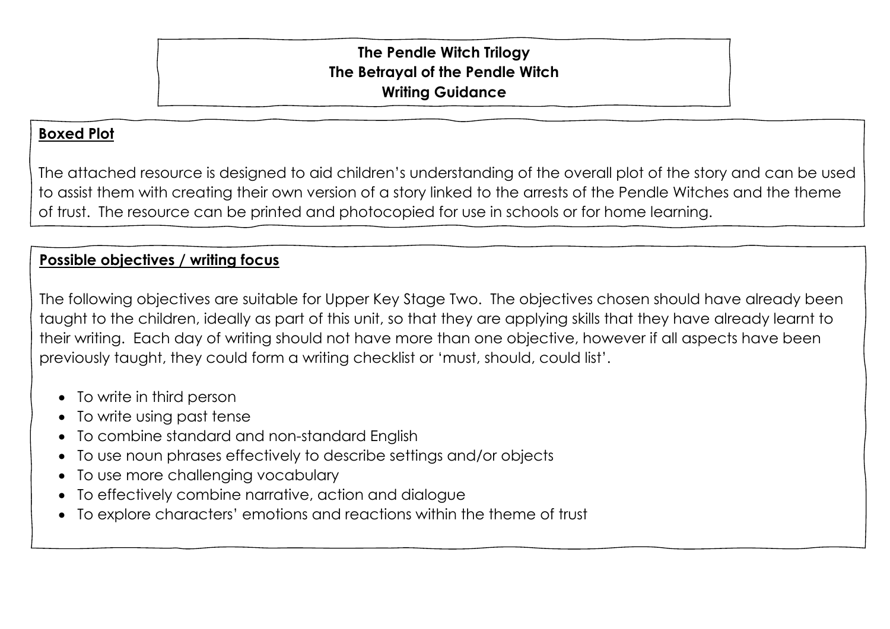# The Pendle Witch Trilogy
# The Betrayal of the Pendle Witch
# Writing Guidance

## Boxed Plot

The attached resource is designed to aid children's understanding of the overall plot of the story and can be used to assist them with creating their own version of a story linked to the arrests of the Pendle Witches and the theme of trust. The resource can be printed and photocopied for use in schools or for home learning.

## Possible objectives / writing focus

The following objectives are suitable for Upper Key Stage Two. The objectives chosen should have already been taught to the children, ideally as part of this unit, so that they are applying skills that they have already learnt to their writing. Each day of writing should not have more than one objective, however if all aspects have been previously taught, they could form a writing checklist or 'must, should, could list'.

- To write in third person
- To write using past tense
- To combine standard and non-standard English
- To use noun phrases effectively to describe settings and/or objects
- To use more challenging vocabulary
- To effectively combine narrative, action and dialogue
- To explore characters' emotions and reactions within the theme of trust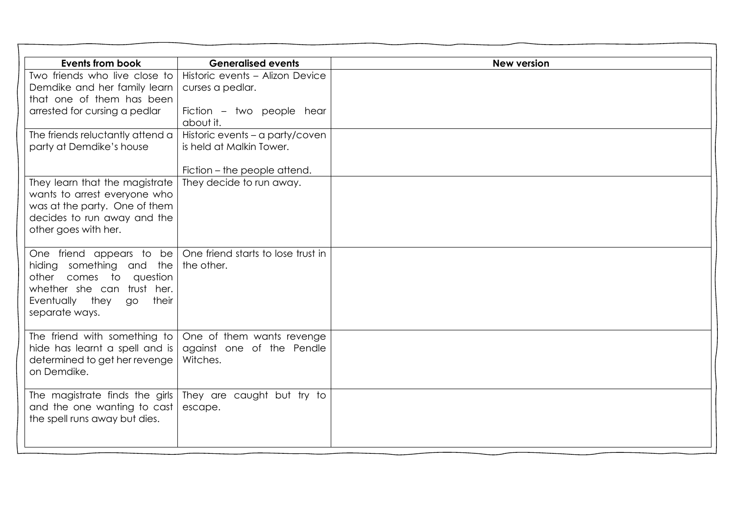| Events from book | Generalised events | New version |
| --- | --- | --- |
| Two friends who live close to Demdike and her family learn that one of them has been arrested for cursing a pedlar | Historic events – Alizon Device curses a pedlar.<br><br>Fiction – two people hear about it. | |
| The friends reluctantly attend a party at Demdike's house | Historic events – a party/coven is held at Malkin Tower.<br><br>Fiction – the people attend. | |
| They learn that the magistrate wants to arrest everyone who was at the party. One of them decides to run away and the other goes with her. | They decide to run away. | |
| One friend appears to be hiding something and the other comes to question whether she can trust her. Eventually they go their separate ways. | One friend starts to lose trust in the other. | |
| The friend with something to hide has learnt a spell and is determined to get her revenge on Demdike. | One of them wants revenge against one of the Pendle Witches. | |
| The magistrate finds the girls and the one wanting to cast the spell runs away but dies. | They are caught but try to escape. | |